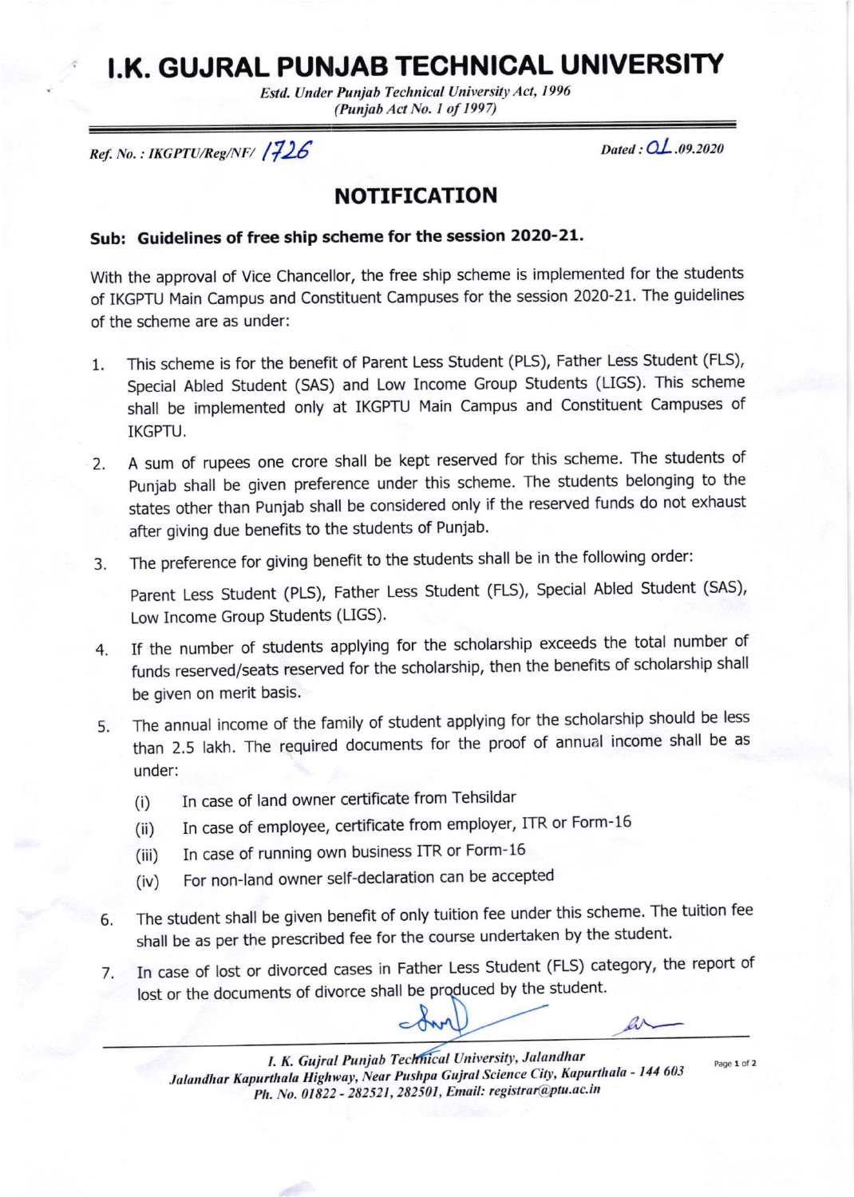# I.K. GUJRAL PUNJAB TECHNICAL UNIVERSITY

*Estd. Under Punjab Technical University Act, 1996*
*(Punjab Act No. 1 of 1997)*

*Ref. No. : IKGPTU/Reg/NF/ 1726*  *Dated : 01.09.2020*

## NOTIFICATION

### Sub: Guidelines of free ship scheme for the session 2020-21.

With the approval of Vice Chancellor, the free ship scheme is implemented for the students of IKGPTU Main Campus and Constituent Campuses for the session 2020-21. The guidelines of the scheme are as under:

1. This scheme is for the benefit of Parent Less Student (PLS), Father Less Student (FLS), Special Abled Student (SAS) and Low Income Group Students (LIGS). This scheme shall be implemented only at IKGPTU Main Campus and Constituent Campuses of IKGPTU.
2. A sum of rupees one crore shall be kept reserved for this scheme. The students of Punjab shall be given preference under this scheme. The students belonging to the states other than Punjab shall be considered only if the reserved funds do not exhaust after giving due benefits to the students of Punjab.
3. The preference for giving benefit to the students shall be in the following order:

   Parent Less Student (PLS), Father Less Student (FLS), Special Abled Student (SAS), Low Income Group Students (LIGS).
4. If the number of students applying for the scholarship exceeds the total number of funds reserved/seats reserved for the scholarship, then the benefits of scholarship shall be given on merit basis.
5. The annual income of the family of student applying for the scholarship should be less than 2.5 lakh. The required documents for the proof of annual income shall be as under:
   - (i) In case of land owner certificate from Tehsildar
   - (ii) In case of employee, certificate from employer, ITR or Form-16
   - (iii) In case of running own business ITR or Form-16
   - (iv) For non-land owner self-declaration can be accepted
6. The student shall be given benefit of only tuition fee under this scheme. The tuition fee shall be as per the prescribed fee for the course undertaken by the student.
7. In case of lost or divorced cases in Father Less Student (FLS) category, the report of lost or the documents of divorce shall be produced by the student.

*I. K. Gujral Punjab Technical University, Jalandhar*
*Jalandhar Kapurthala Highway, Near Pushpa Gujral Science City, Kapurthala - 144 603*
*Ph. No. 01822 - 282521, 282501, Email: registrar@ptu.ac.in*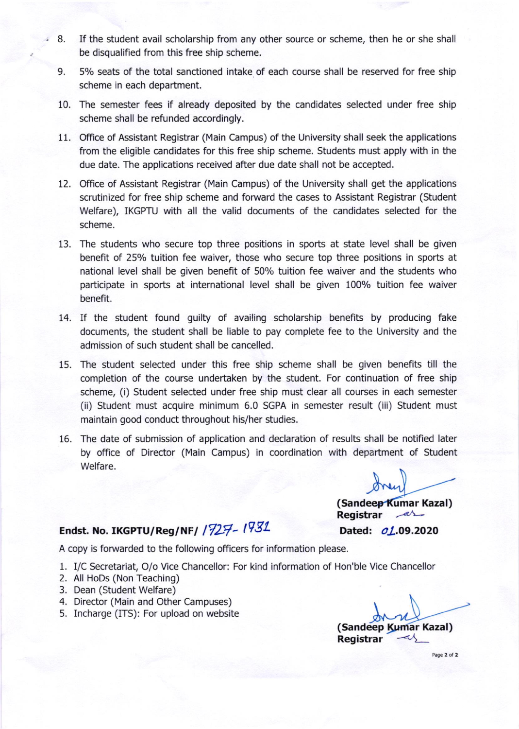8. If the student avail scholarship from any other source or scheme, then he or she shall be disqualified from this free ship scheme.
9. 5% seats of the total sanctioned intake of each course shall be reserved for free ship scheme in each department.
10. The semester fees if already deposited by the candidates selected under free ship scheme shall be refunded accordingly.
11. Office of Assistant Registrar (Main Campus) of the University shall seek the applications from the eligible candidates for this free ship scheme. Students must apply with in the due date. The applications received after due date shall not be accepted.
12. Office of Assistant Registrar (Main Campus) of the University shall get the applications scrutinized for free ship scheme and forward the cases to Assistant Registrar (Student Welfare), IKGPTU with all the valid documents of the candidates selected for the scheme.
13. The students who secure top three positions in sports at state level shall be given benefit of 25% tuition fee waiver, those who secure top three positions in sports at national level shall be given benefit of 50% tuition fee waiver and the students who participate in sports at international level shall be given 100% tuition fee waiver benefit.
14. If the student found guilty of availing scholarship benefits by producing fake documents, the student shall be liable to pay complete fee to the University and the admission of such student shall be cancelled.
15. The student selected under this free ship scheme shall be given benefits till the completion of the course undertaken by the student. For continuation of free ship scheme, (i) Student selected under free ship must clear all courses in each semester (ii) Student must acquire minimum 6.0 SGPA in semester result (iii) Student must maintain good conduct throughout his/her studies.
16. The date of submission of application and declaration of results shall be notified later by office of Director (Main Campus) in coordination with department of Student Welfare.

**(Sandeep Kumar Kazal)**
**Registrar**

**Endst. No. IKGPTU/Reg/NF/** 1727- 1731 **Dated:** 01**.09.2020**

A copy is forwarded to the following officers for information please.

1. I/C Secretariat, O/o Vice Chancellor: For kind information of Hon'ble Vice Chancellor
2. All HoDs (Non Teaching)
3. Dean (Student Welfare)
4. Director (Main and Other Campuses)
5. Incharge (ITS): For upload on website

**(Sandeep Kumar Kazal)**
**Registrar**